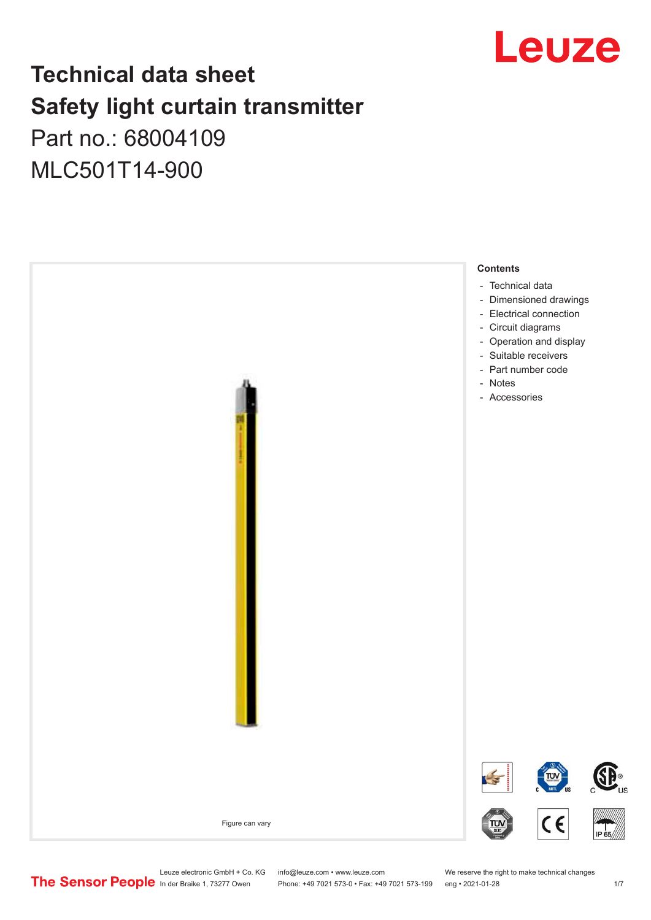# Technical data sheet
# Safety light curtain transmitter

Part no.: 68004109

MLC501T14-900

Figure can vary

**Contents**

- Technical data
- Dimensioned drawings
- Electrical connection
- Circuit diagrams
- Operation and display
- Suitable receivers
- Part number code
- Notes
- Accessories

Leuze electronic GmbH + Co. KG
In der Braike 1, 73277 Owen

info@leuze.com • www.leuze.com
Phone: +49 7021 573-0 • Fax: +49 7021 573-199

We reserve the right to make technical changes
eng • 2021-01-28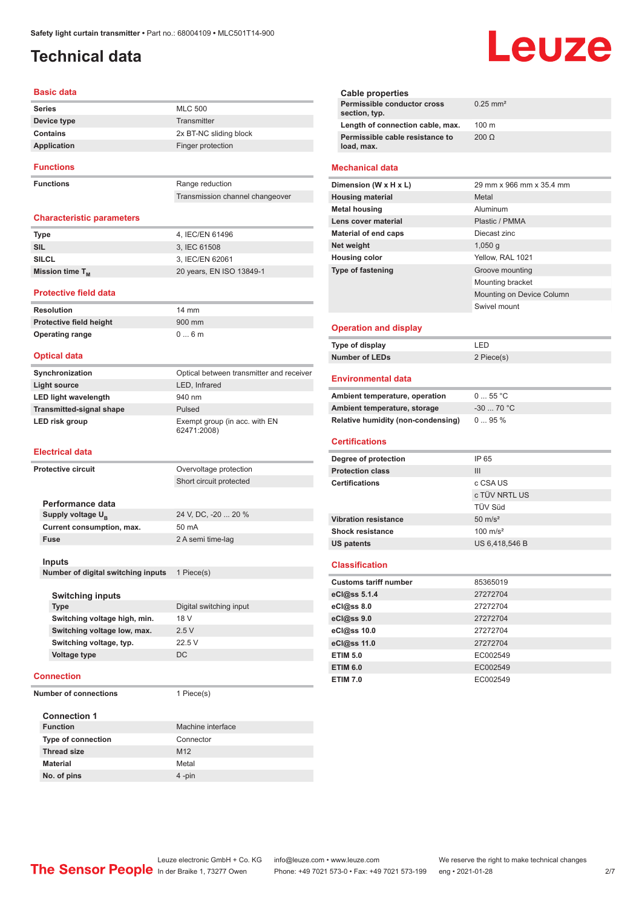Safety light curtain transmitter • Part no.: 68004109 • MLC501T14-900

# Technical data

## Basic data

| | |
|---|---|
| **Series** | MLC 500 |
| **Device type** | Transmitter |
| **Contains** | 2x BT-NC sliding block |
| **Application** | Finger protection |

## Functions

| | |
|---|---|
| **Functions** | Range reduction |
| | Transmission channel changeover |

## Characteristic parameters

| | |
|---|---|
| **Type** | 4, IEC/EN 61496 |
| **SIL** | 3, IEC 61508 |
| **SILCL** | 3, IEC/EN 62061 |
| **Mission time $T_M$** | 20 years, EN ISO 13849-1 |

## Protective field data

| | |
|---|---|
| **Resolution** | 14 mm |
| **Protective field height** | 900 mm |
| **Operating range** | 0 ... 6 m |

## Optical data

| | |
|---|---|
| **Synchronization** | Optical between transmitter and receiver |
| **Light source** | LED, Infrared |
| **LED light wavelength** | 940 nm |
| **Transmitted-signal shape** | Pulsed |
| **LED risk group** | Exempt group (in acc. with EN 62471:2008) |

## Electrical data

| | |
|---|---|
| **Protective circuit** | Overvoltage protection |
| | Short circuit protected |

### Performance data

| | |
|---|---|
| **Supply voltage $U_B$** | 24 V, DC, -20 ... 20 % |
| **Current consumption, max.** | 50 mA |
| **Fuse** | 2 A semi time-lag |

### Inputs

| | |
|---|---|
| **Number of digital switching inputs** | 1 Piece(s) |

#### Switching inputs

| | |
|---|---|
| **Type** | Digital switching input |
| **Switching voltage high, min.** | 18 V |
| **Switching voltage low, max.** | 2.5 V |
| **Switching voltage, typ.** | 22.5 V |
| **Voltage type** | DC |

## Connection

| | |
|---|---|
| **Number of connections** | 1 Piece(s) |

### Connection 1

| | |
|---|---|
| **Function** | Machine interface |
| **Type of connection** | Connector |
| **Thread size** | M12 |
| **Material** | Metal |
| **No. of pins** | 4 -pin |

### Cable properties

| | |
|---|---|
| **Permissible conductor cross section, typ.** | 0.25 mm² |
| **Length of connection cable, max.** | 100 m |
| **Permissible cable resistance to load, max.** | 200 Ω |

## Mechanical data

| | |
|---|---|
| **Dimension (W x H x L)** | 29 mm x 966 mm x 35.4 mm |
| **Housing material** | Metal |
| **Metal housing** | Aluminum |
| **Lens cover material** | Plastic / PMMA |
| **Material of end caps** | Diecast zinc |
| **Net weight** | 1,050 g |
| **Housing color** | Yellow, RAL 1021 |
| **Type of fastening** | Groove mounting |
| | Mounting bracket |
| | Mounting on Device Column |
| | Swivel mount |

## Operation and display

| | |
|---|---|
| **Type of display** | LED |
| **Number of LEDs** | 2 Piece(s) |

## Environmental data

| | |
|---|---|
| **Ambient temperature, operation** | 0 ... 55 °C |
| **Ambient temperature, storage** | -30 ... 70 °C |
| **Relative humidity (non-condensing)** | 0 ... 95 % |

## Certifications

| | |
|---|---|
| **Degree of protection** | IP 65 |
| **Protection class** | III |
| **Certifications** | c CSA US |
| | c TÜV NRTL US |
| | TÜV Süd |
| **Vibration resistance** | 50 m/s² |
| **Shock resistance** | 100 m/s² |
| **US patents** | US 6,418,546 B |

## Classification

| | |
|---|---|
| **Customs tariff number** | 85365019 |
| **eCl@ss 5.1.4** | 27272704 |
| **eCl@ss 8.0** | 27272704 |
| **eCl@ss 9.0** | 27272704 |
| **eCl@ss 10.0** | 27272704 |
| **eCl@ss 11.0** | 27272704 |
| **ETIM 5.0** | EC002549 |
| **ETIM 6.0** | EC002549 |
| **ETIM 7.0** | EC002549 |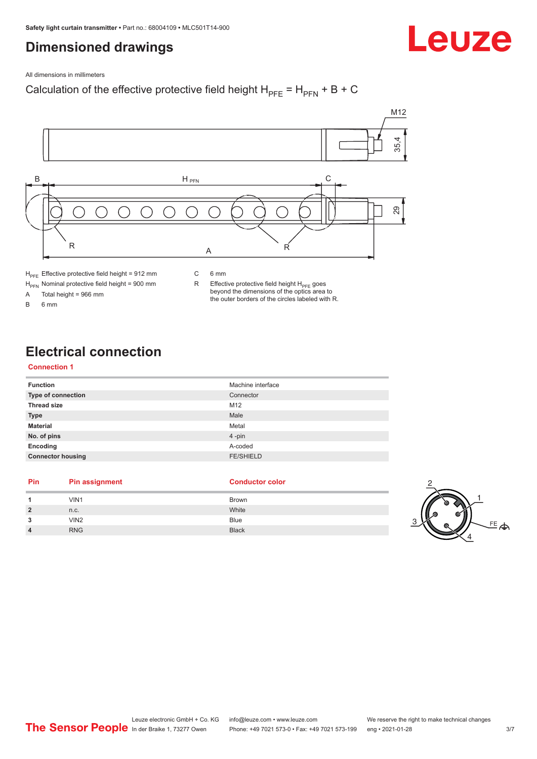# Dimensioned drawings

All dimensions in millimeters

Calculation of the effective protective field height $H_{PFE} = H_{PFN} + B + C$

$H_{PFE}$ Effective protective field height = 912 mm

$H_{PFN}$ Nominal protective field height = 900 mm

A Total height = 966 mm

B 6 mm

C 6 mm

R Effective protective field height $H_{PFE}$ goes beyond the dimensions of the optics area to the outer borders of the circles labeled with R.

# Electrical connection

## Connection 1

| | |
|---|---|
| **Function** | Machine interface |
| **Type of connection** | Connector |
| **Thread size** | M12 |
| **Type** | Male |
| **Material** | Metal |
| **No. of pins** | 4 -pin |
| **Encoding** | A-coded |
| **Connector housing** | FE/SHIELD |

| Pin | Pin assignment | Conductor color |
|---|---|---|
| **1** | VIN1 | Brown |
| **2** | n.c. | White |
| **3** | VIN2 | Blue |
| **4** | RNG | Black |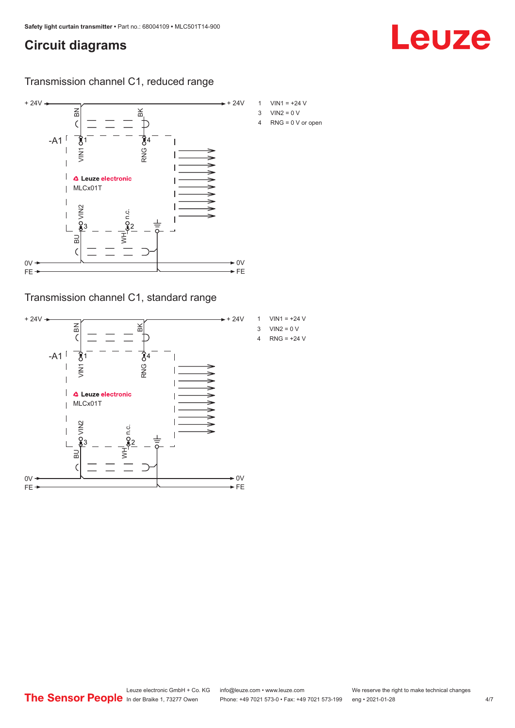# Circuit diagrams

## Transmission channel C1, reduced range

1 VIN1 = +24 V
3 VIN2 = 0 V
4 RNG = 0 V or open

## Transmission channel C1, standard range

1 VIN1 = +24 V
3 VIN2 = 0 V
4 RNG = +24 V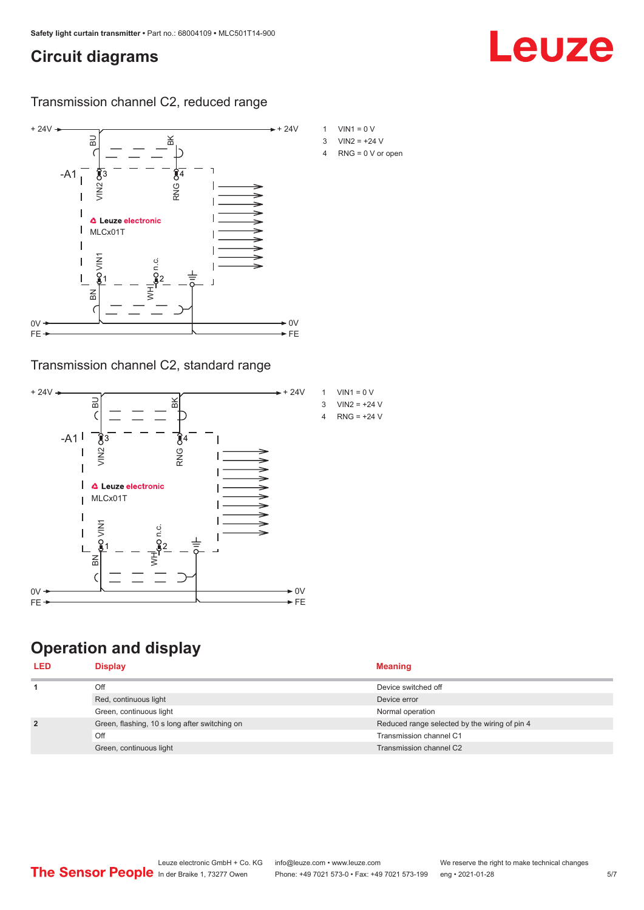# Circuit diagrams

## Transmission channel C2, reduced range

1 VIN1 = 0 V
3 VIN2 = +24 V
4 RNG = 0 V or open

## Transmission channel C2, standard range

1 VIN1 = 0 V
3 VIN2 = +24 V
4 RNG = +24 V

# Operation and display

| LED | Display | Meaning |
|---|---|---|
| 1 | Off | Device switched off |
| | Red, continuous light | Device error |
| | Green, continuous light | Normal operation |
| 2 | Green, flashing, 10 s long after switching on | Reduced range selected by the wiring of pin 4 |
| | Off | Transmission channel C1 |
| | Green, continuous light | Transmission channel C2 |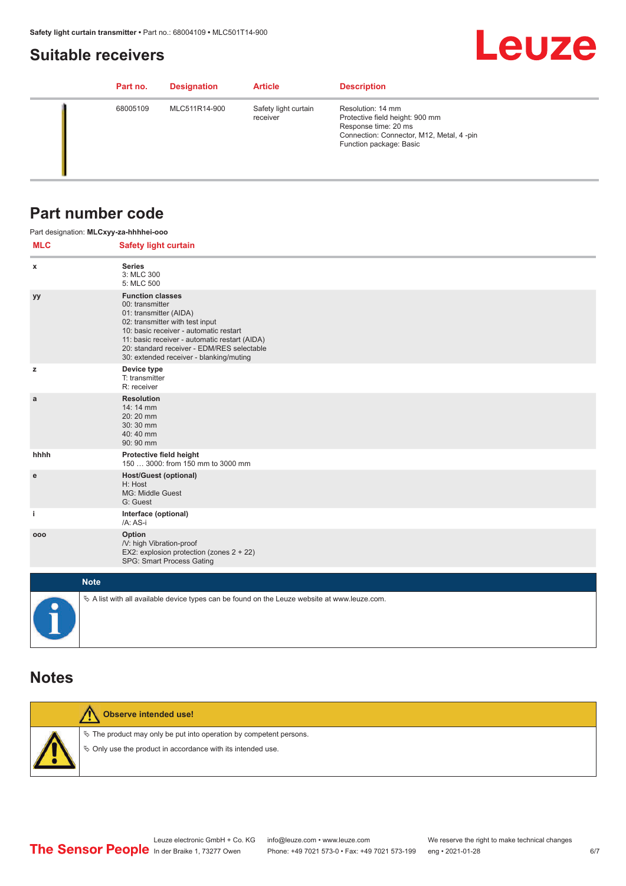## Suitable receivers

| Part no. | Designation | Article | Description |
|---|---|---|---|
| 68005109 | MLC511R14-900 | Safety light curtain receiver | Resolution: 14 mm<br>Protective field height: 900 mm<br>Response time: 20 ms<br>Connection: Connector, M12, Metal, 4 -pin<br>Function package: Basic |

## Part number code

Part designation: **MLCxyy-za-hhhhei-ooo**

| MLC | Safety light curtain |
|---|---|
| x | **Series**<br>3: MLC 300<br>5: MLC 500 |
| yy | **Function classes**<br>00: transmitter<br>01: transmitter (AIDA)<br>02: transmitter with test input<br>10: basic receiver - automatic restart<br>11: basic receiver - automatic restart (AIDA)<br>20: standard receiver - EDM/RES selectable<br>30: extended receiver - blanking/muting |
| z | **Device type**<br>T: transmitter<br>R: receiver |
| a | **Resolution**<br>14: 14 mm<br>20: 20 mm<br>30: 30 mm<br>40: 40 mm<br>90: 90 mm |
| hhhh | **Protective field height**<br>150 … 3000: from 150 mm to 3000 mm |
| e | **Host/Guest (optional)**<br>H: Host<br>MG: Middle Guest<br>G: Guest |
| i | **Interface (optional)**<br>/A: AS-i |
| ooo | **Option**<br>/V: high Vibration-proof<br>EX2: explosion protection (zones 2 + 22)<br>SPG: Smart Process Gating |

**Note**

↳ A list with all available device types can be found on the Leuze website at www.leuze.com.

## Notes

**Observe intended use!**

↳ The product may only be put into operation by competent persons.

↳ Only use the product in accordance with its intended use.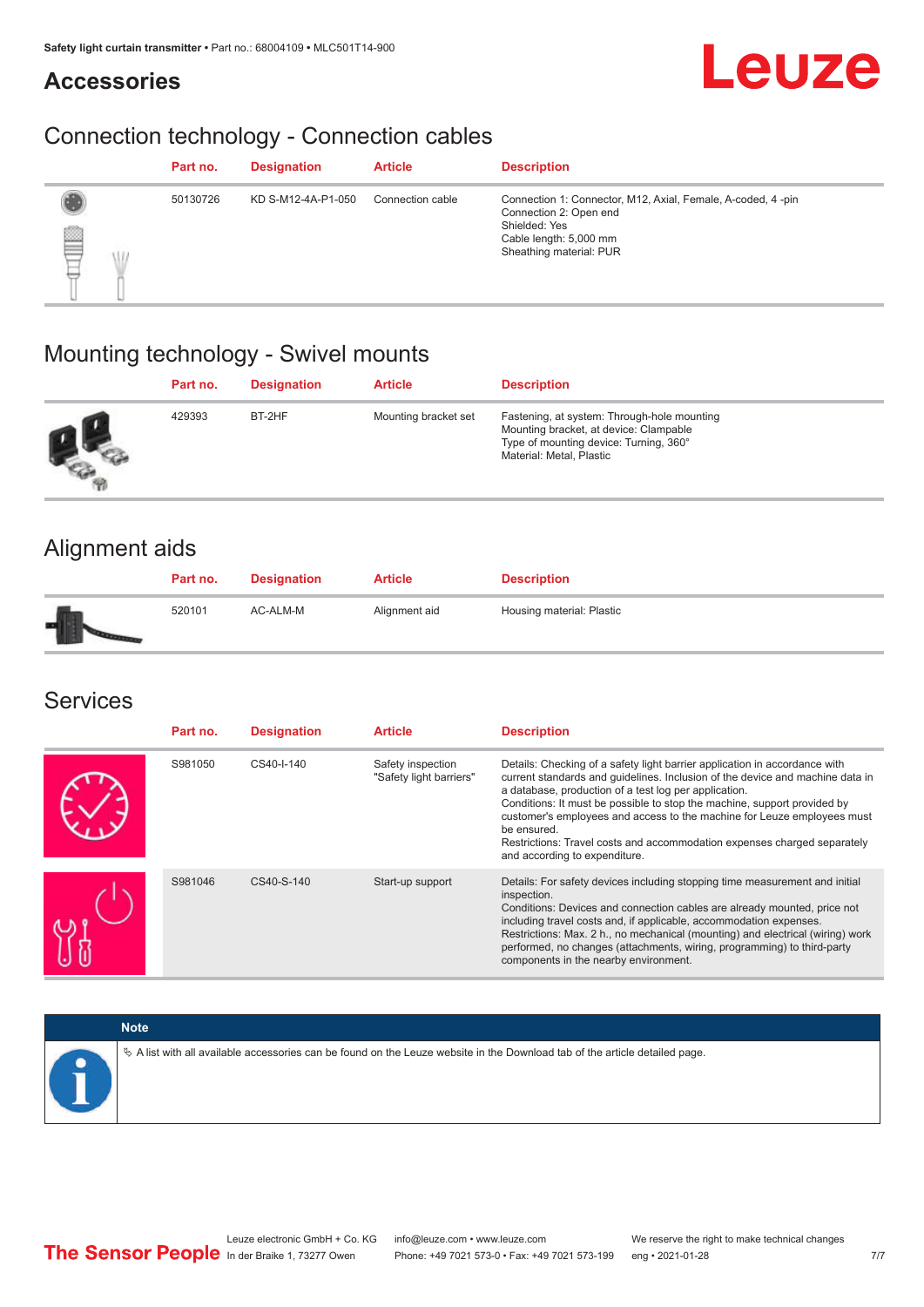# Accessories

## Connection technology - Connection cables

| | Part no. | Designation | Article | Description |
|---|---|---|---|---|
| | 50130726 | KD S-M12-4A-P1-050 | Connection cable | Connection 1: Connector, M12, Axial, Female, A-coded, 4 -pin<br>Connection 2: Open end<br>Shielded: Yes<br>Cable length: 5,000 mm<br>Sheathing material: PUR |

## Mounting technology - Swivel mounts

| | Part no. | Designation | Article | Description |
|---|---|---|---|---|
| | 429393 | BT-2HF | Mounting bracket set | Fastening, at system: Through-hole mounting<br>Mounting bracket, at device: Clampable<br>Type of mounting device: Turning, 360°<br>Material: Metal, Plastic |

## Alignment aids

| | Part no. | Designation | Article | Description |
|---|---|---|---|---|
| | 520101 | AC-ALM-M | Alignment aid | Housing material: Plastic |

## Services

| | Part no. | Designation | Article | Description |
|---|---|---|---|---|
| | S981050 | CS40-I-140 | Safety inspection "Safety light barriers" | Details: Checking of a safety light barrier application in accordance with current standards and guidelines. Inclusion of the device and machine data in a database, production of a test log per application.<br>Conditions: It must be possible to stop the machine, support provided by customer's employees and access to the machine for Leuze employees must be ensured.<br>Restrictions: Travel costs and accommodation expenses charged separately and according to expenditure. |
| | S981046 | CS40-S-140 | Start-up support | Details: For safety devices including stopping time measurement and initial inspection.<br>Conditions: Devices and connection cables are already mounted, price not including travel costs and, if applicable, accommodation expenses.<br>Restrictions: Max. 2 h., no mechanical (mounting) and electrical (wiring) work performed, no changes (attachments, wiring, programming) to third-party components in the nearby environment. |

**Note**

✎ A list with all available accessories can be found on the Leuze website in the Download tab of the article detailed page.